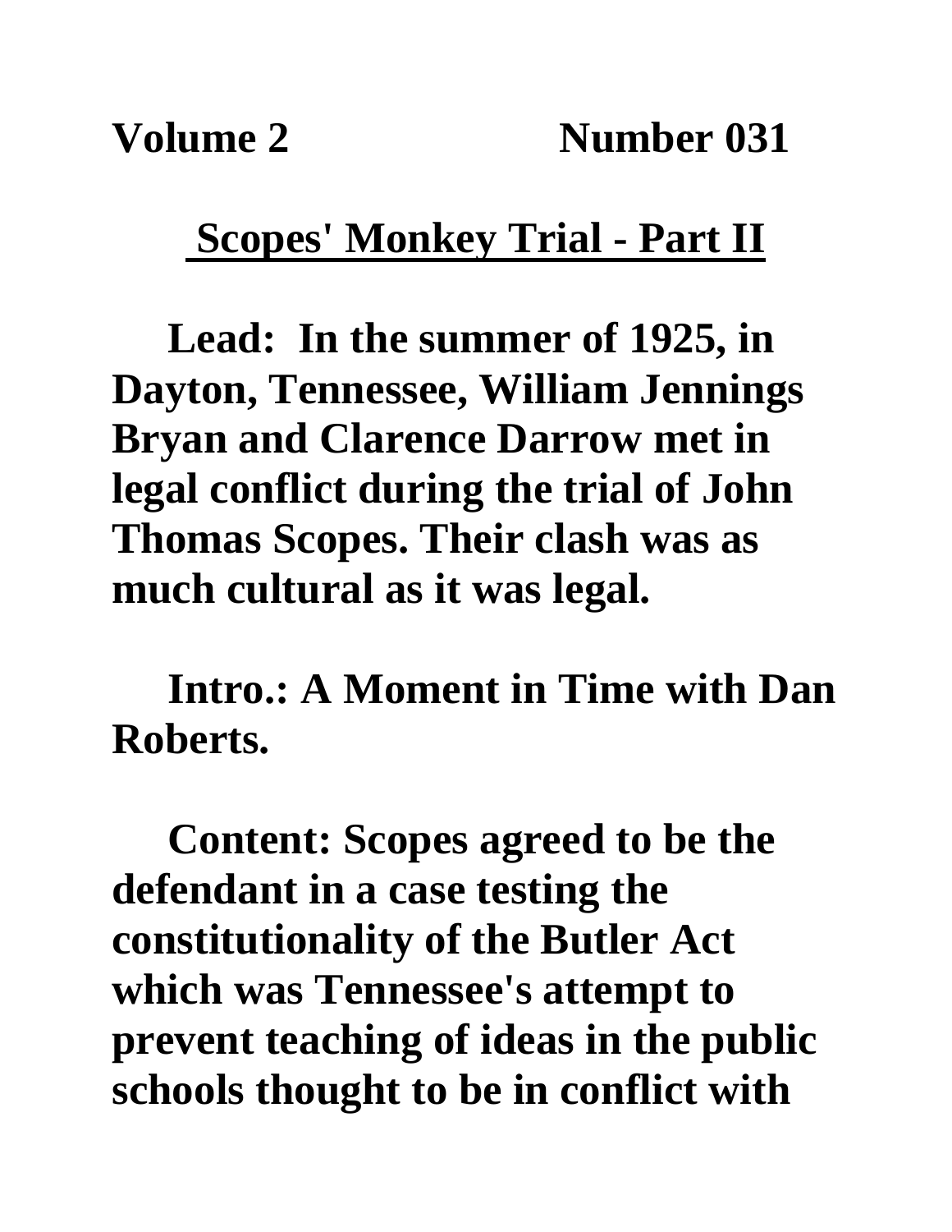**Volume 2 Number 031**

# Scopes' Monkey Trial - Part II

**Lead: In the summer of 1925, in Dayton, Tennessee, William Jennings Bryan and Clarence Darrow met in legal conflict during the trial of John Thomas Scopes. Their clash was as much cultural as it was legal.**

**Intro.: A Moment in Time with Dan Roberts.**

**Content: Scopes agreed to be the defendant in a case testing the constitutionality of the Butler Act which was Tennessee's attempt to prevent teaching of ideas in the public schools thought to be in conflict with**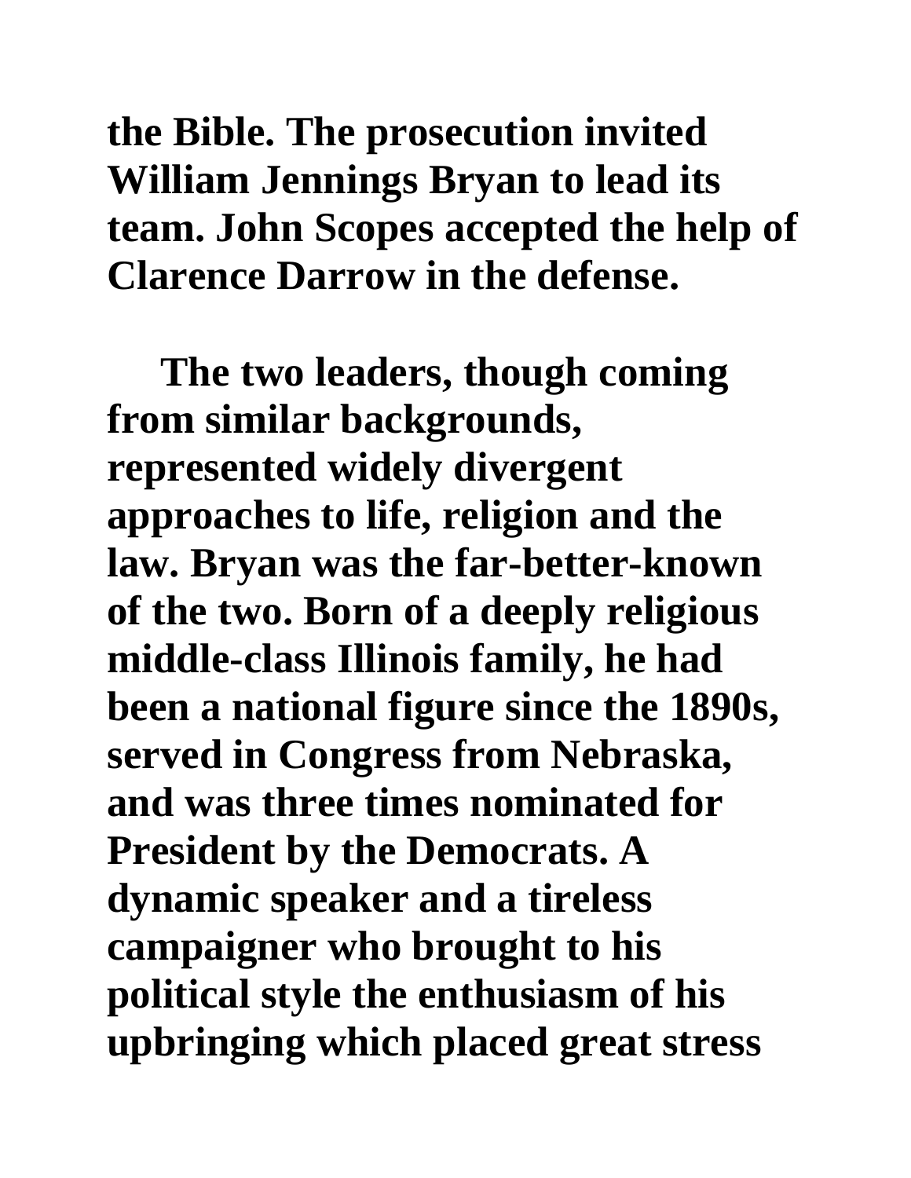**the Bible. The prosecution invited William Jennings Bryan to lead its team. John Scopes accepted the help of Clarence Darrow in the defense.**

**The two leaders, though coming from similar backgrounds, represented widely divergent approaches to life, religion and the law. Bryan was the far-better-known of the two. Born of a deeply religious middle-class Illinois family, he had been a national figure since the 1890s, served in Congress from Nebraska, and was three times nominated for President by the Democrats. A dynamic speaker and a tireless campaigner who brought to his political style the enthusiasm of his upbringing which placed great stress**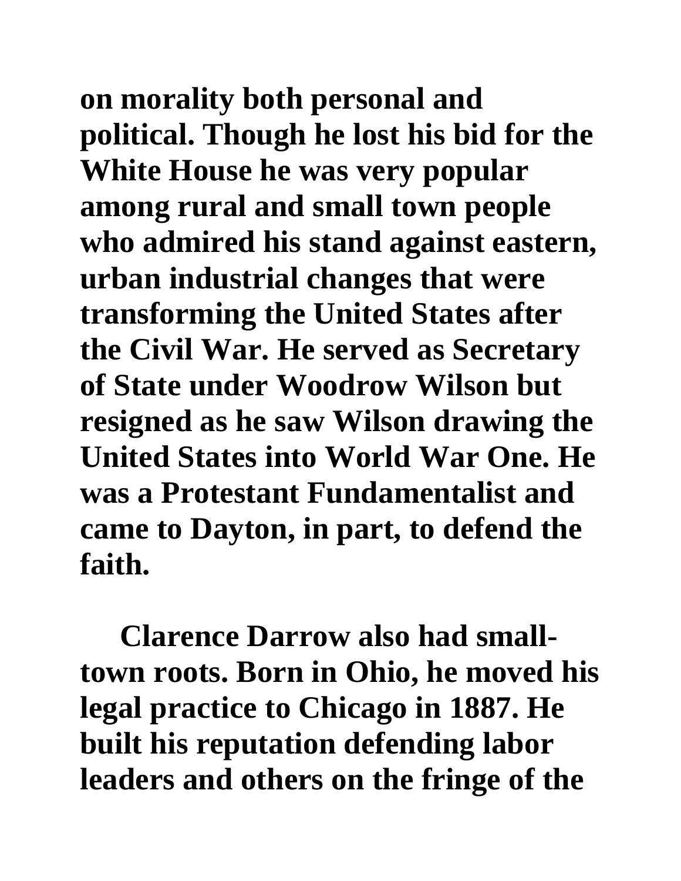on morality both personal and political. Though he lost his bid for the White House he was very popular among rural and small town people who admired his stand against eastern, urban industrial changes that were transforming the United States after the Civil War. He served as Secretary of State under Woodrow Wilson but resigned as he saw Wilson drawing the United States into World War One. He was a Protestant Fundamentalist and came to Dayton, in part, to defend the faith.

Clarence Darrow also had small-town roots. Born in Ohio, he moved his legal practice to Chicago in 1887. He built his reputation defending labor leaders and others on the fringe of the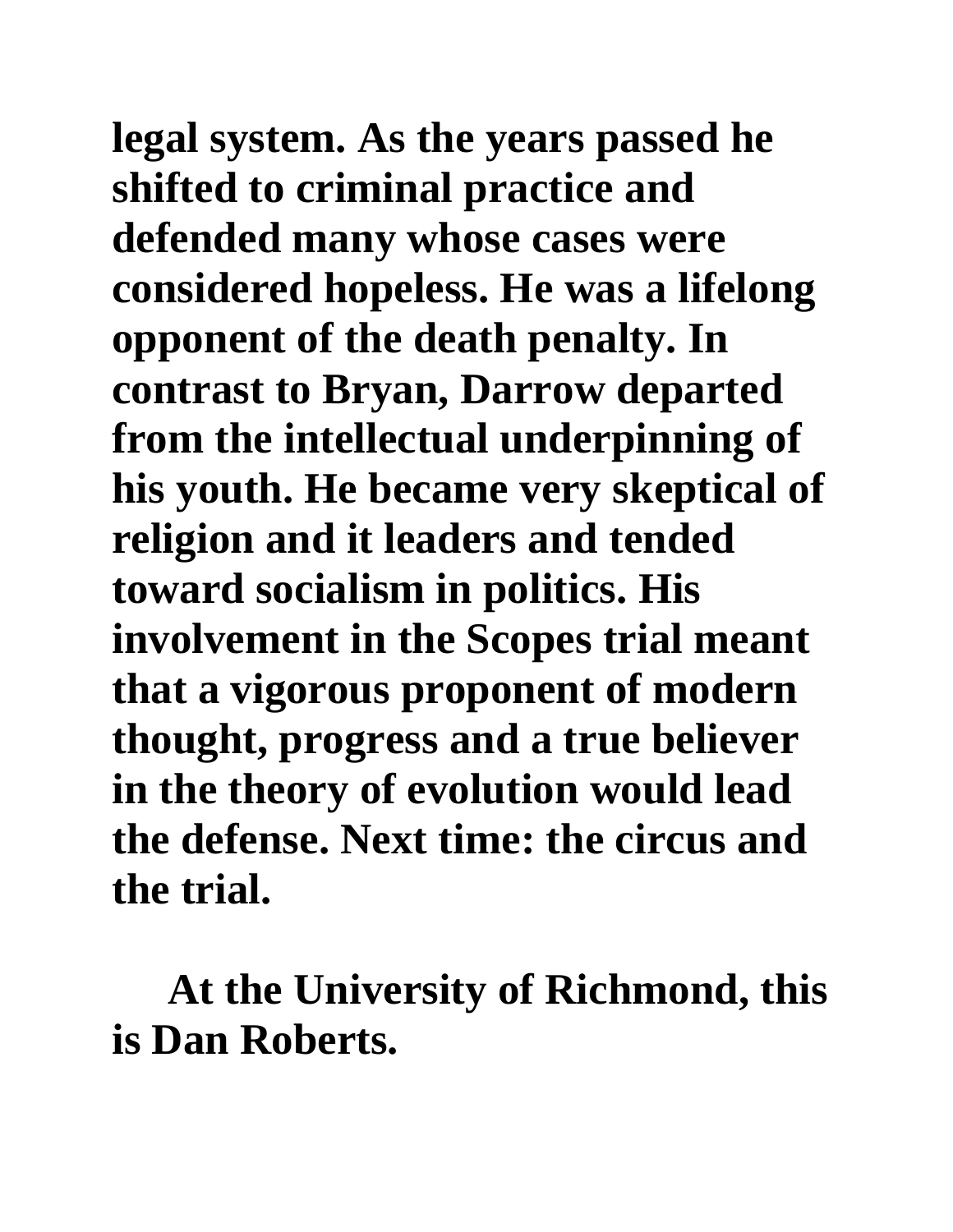legal system. As the years passed he shifted to criminal practice and defended many whose cases were considered hopeless. He was a lifelong opponent of the death penalty. In contrast to Bryan, Darrow departed from the intellectual underpinning of his youth. He became very skeptical of religion and it leaders and tended toward socialism in politics. His involvement in the Scopes trial meant that a vigorous proponent of modern thought, progress and a true believer in the theory of evolution would lead the defense. Next time: the circus and the trial.

At the University of Richmond, this is Dan Roberts.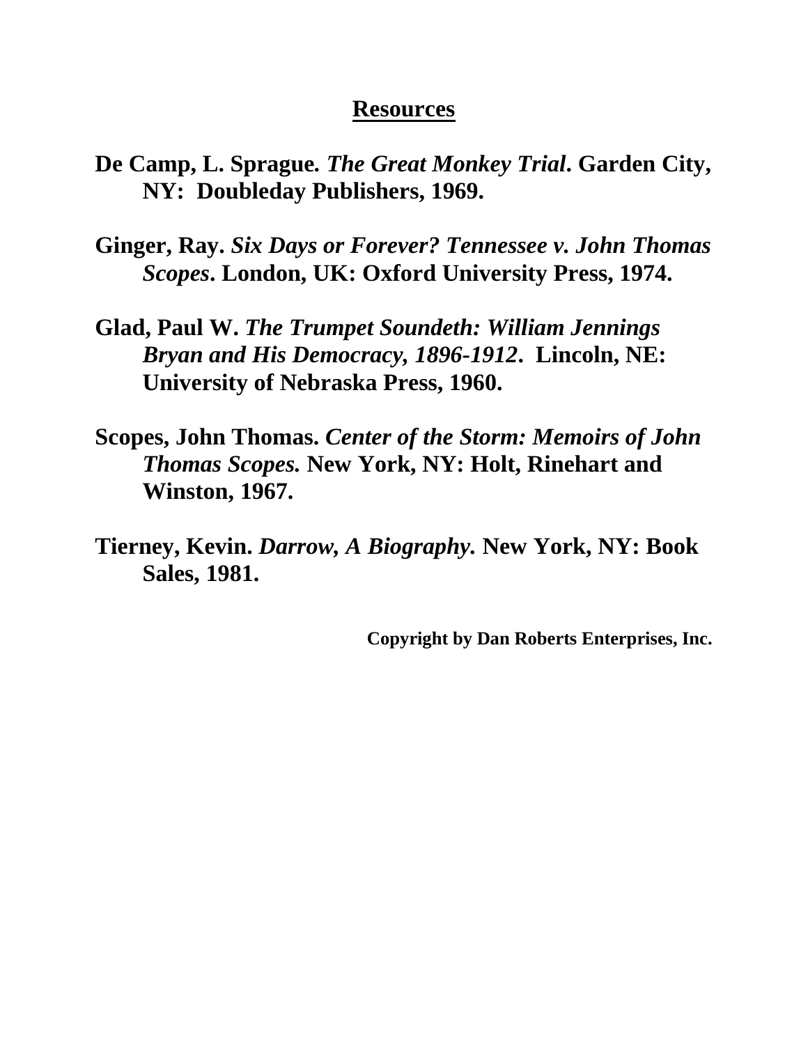## Resources

**De Camp, L. Sprague.** ***The Great Monkey Trial*****. Garden City, NY: Doubleday Publishers, 1969.**

**Ginger, Ray.** ***Six Days or Forever? Tennessee v. John Thomas Scopes*****. London, UK: Oxford University Press, 1974.**

**Glad, Paul W.** ***The Trumpet Soundeth: William Jennings Bryan and His Democracy, 1896-1912*****. Lincoln, NE: University of Nebraska Press, 1960.**

**Scopes, John Thomas.** ***Center of the Storm: Memoirs of John Thomas Scopes.*** **New York, NY: Holt, Rinehart and Winston, 1967.**

**Tierney, Kevin.** ***Darrow, A Biography.*** **New York, NY: Book Sales, 1981.**

**Copyright by Dan Roberts Enterprises, Inc.**